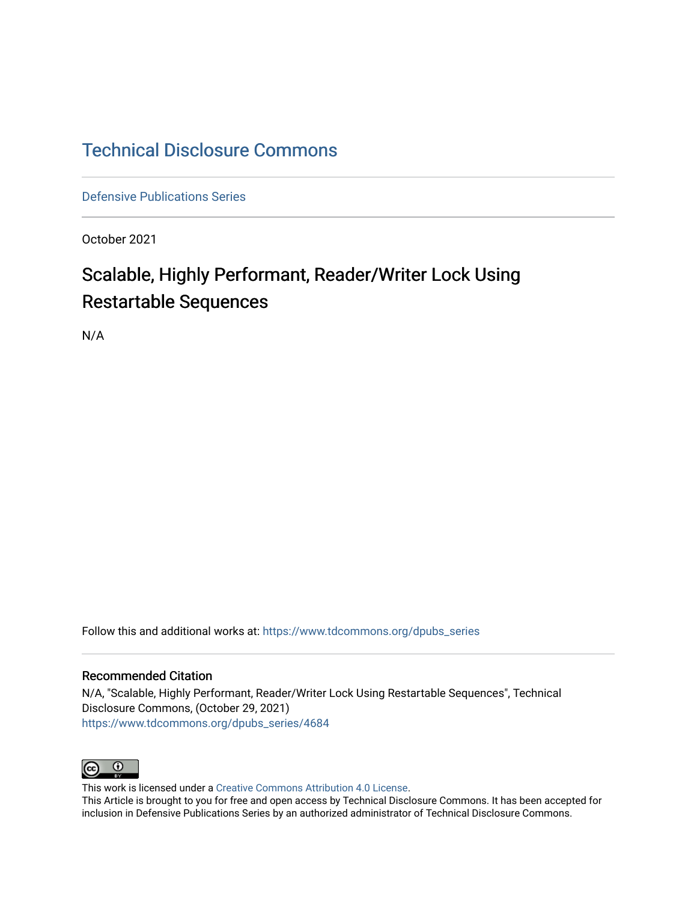# Technical Disclosure Commons

Defensive Publications Series

October 2021

## Scalable, Highly Performant, Reader/Writer Lock Using Restartable Sequences

N/A

Follow this and additional works at: https://www.tdcommons.org/dpubs_series

### Recommended Citation

N/A, "Scalable, Highly Performant, Reader/Writer Lock Using Restartable Sequences", Technical Disclosure Commons, (October 29, 2021)
https://www.tdcommons.org/dpubs_series/4684

This work is licensed under a Creative Commons Attribution 4.0 License.
This Article is brought to you for free and open access by Technical Disclosure Commons. It has been accepted for inclusion in Defensive Publications Series by an authorized administrator of Technical Disclosure Commons.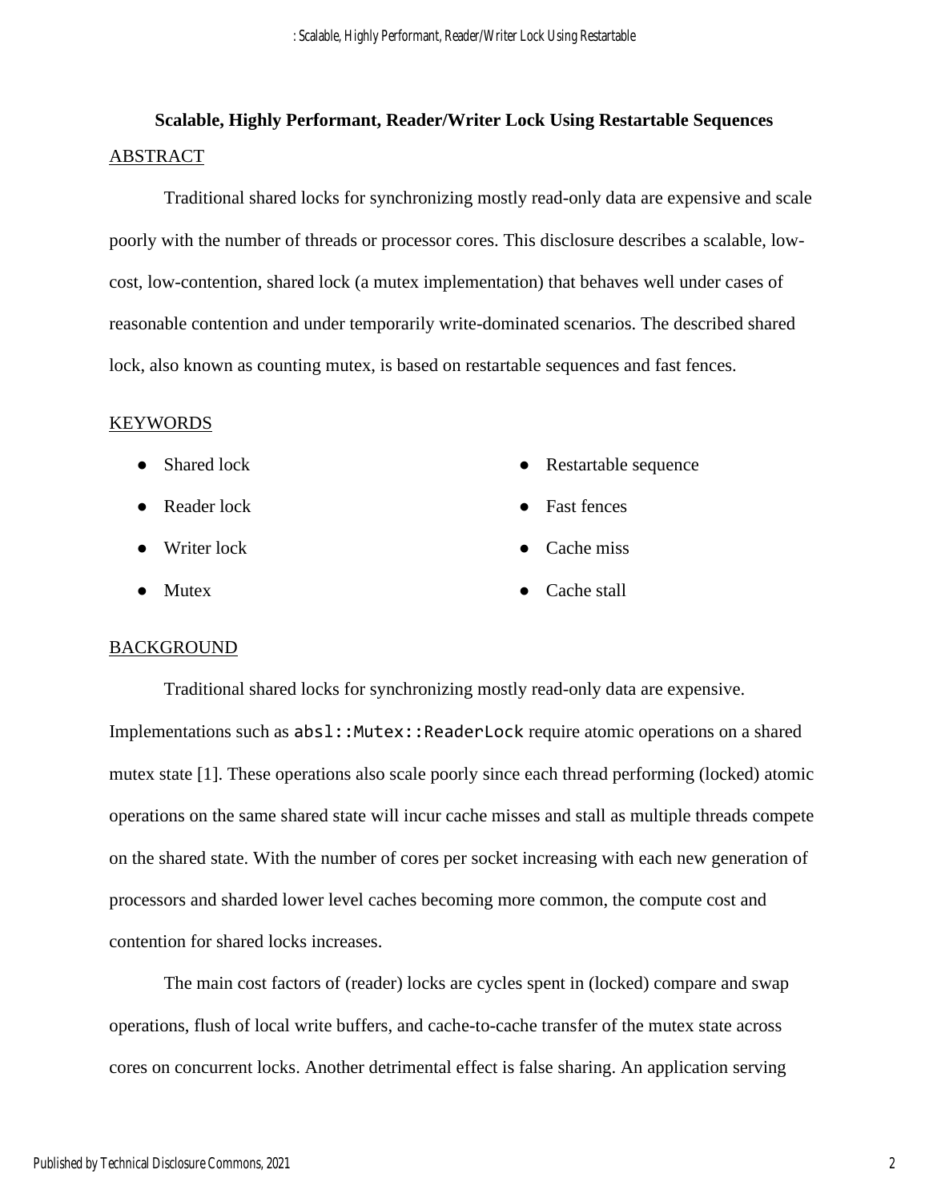**Scalable, Highly Performant, Reader/Writer Lock Using Restartable Sequences**

## ABSTRACT

Traditional shared locks for synchronizing mostly read-only data are expensive and scale poorly with the number of threads or processor cores. This disclosure describes a scalable, low-cost, low-contention, shared lock (a mutex implementation) that behaves well under cases of reasonable contention and under temporarily write-dominated scenarios. The described shared lock, also known as counting mutex, is based on restartable sequences and fast fences.

## KEYWORDS

- Shared lock
- Reader lock
- Writer lock
- Mutex
- Restartable sequence
- Fast fences
- Cache miss
- Cache stall

## BACKGROUND

Traditional shared locks for synchronizing mostly read-only data are expensive. Implementations such as `absl::Mutex::ReaderLock` require atomic operations on a shared mutex state [1]. These operations also scale poorly since each thread performing (locked) atomic operations on the same shared state will incur cache misses and stall as multiple threads compete on the shared state. With the number of cores per socket increasing with each new generation of processors and sharded lower level caches becoming more common, the compute cost and contention for shared locks increases.

The main cost factors of (reader) locks are cycles spent in (locked) compare and swap operations, flush of local write buffers, and cache-to-cache transfer of the mutex state across cores on concurrent locks. Another detrimental effect is false sharing. An application serving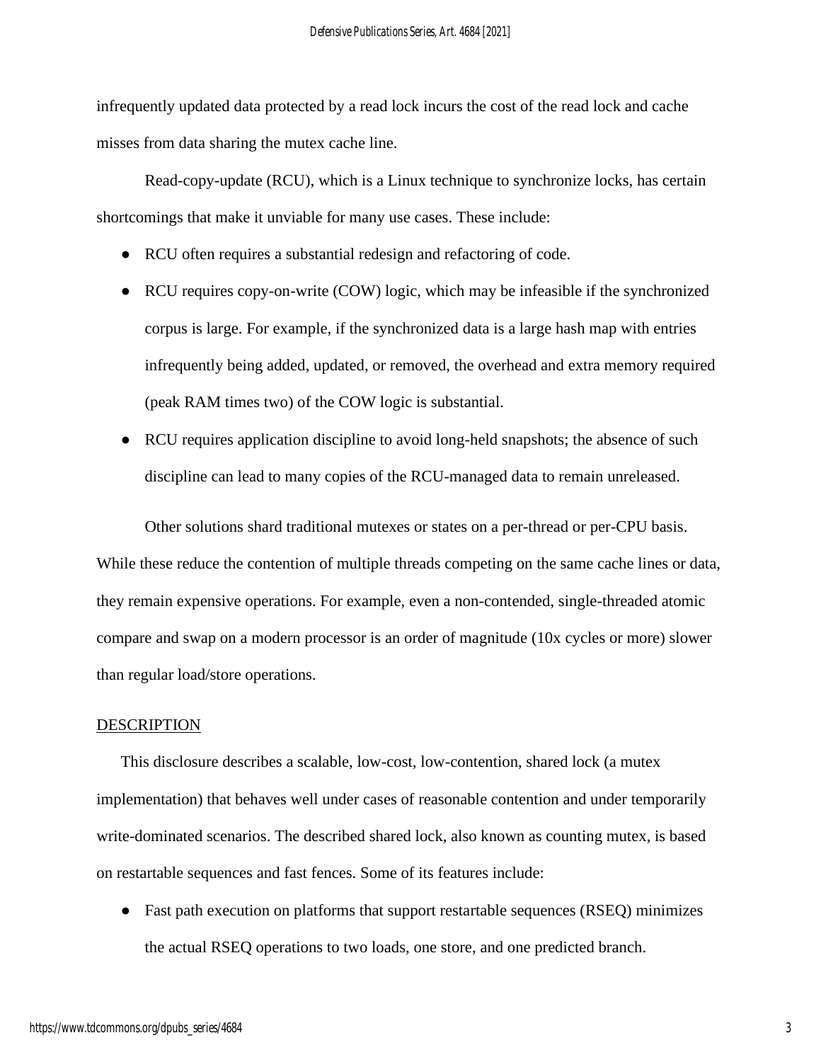infrequently updated data protected by a read lock incurs the cost of the read lock and cache misses from data sharing the mutex cache line.

Read-copy-update (RCU), which is a Linux technique to synchronize locks, has certain shortcomings that make it unviable for many use cases. These include:

- RCU often requires a substantial redesign and refactoring of code.
- RCU requires copy-on-write (COW) logic, which may be infeasible if the synchronized corpus is large. For example, if the synchronized data is a large hash map with entries infrequently being added, updated, or removed, the overhead and extra memory required (peak RAM times two) of the COW logic is substantial.
- RCU requires application discipline to avoid long-held snapshots; the absence of such discipline can lead to many copies of the RCU-managed data to remain unreleased.

Other solutions shard traditional mutexes or states on a per-thread or per-CPU basis. While these reduce the contention of multiple threads competing on the same cache lines or data, they remain expensive operations. For example, even a non-contended, single-threaded atomic compare and swap on a modern processor is an order of magnitude (10x cycles or more) slower than regular load/store operations.

## DESCRIPTION

This disclosure describes a scalable, low-cost, low-contention, shared lock (a mutex implementation) that behaves well under cases of reasonable contention and under temporarily write-dominated scenarios. The described shared lock, also known as counting mutex, is based on restartable sequences and fast fences. Some of its features include:

- Fast path execution on platforms that support restartable sequences (RSEQ) minimizes the actual RSEQ operations to two loads, one store, and one predicted branch.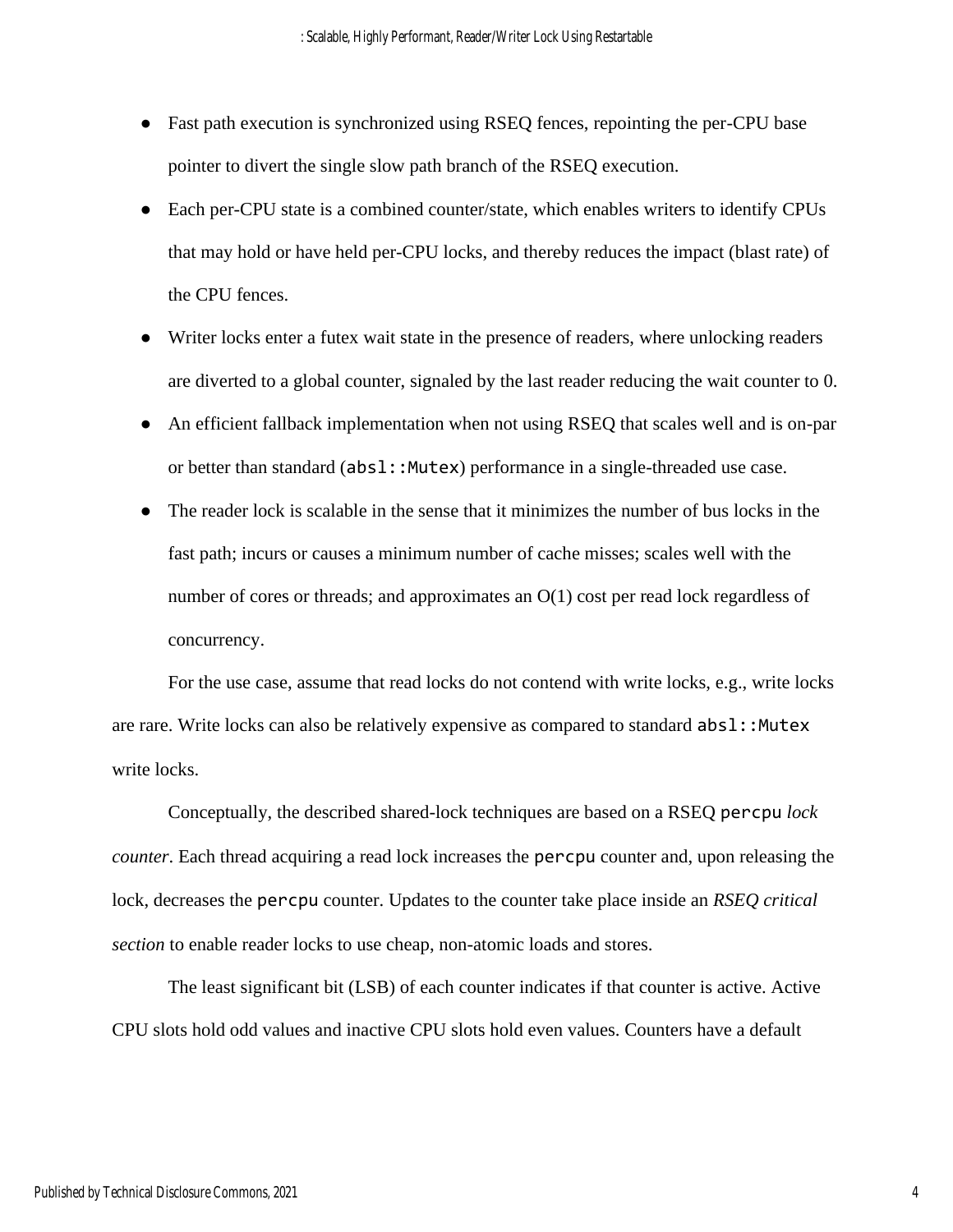- Fast path execution is synchronized using RSEQ fences, repointing the per-CPU base pointer to divert the single slow path branch of the RSEQ execution.
- Each per-CPU state is a combined counter/state, which enables writers to identify CPUs that may hold or have held per-CPU locks, and thereby reduces the impact (blast rate) of the CPU fences.
- Writer locks enter a futex wait state in the presence of readers, where unlocking readers are diverted to a global counter, signaled by the last reader reducing the wait counter to 0.
- An efficient fallback implementation when not using RSEQ that scales well and is on-par or better than standard (`absl::Mutex`) performance in a single-threaded use case.
- The reader lock is scalable in the sense that it minimizes the number of bus locks in the fast path; incurs or causes a minimum number of cache misses; scales well with the number of cores or threads; and approximates an O(1) cost per read lock regardless of concurrency.

For the use case, assume that read locks do not contend with write locks, e.g., write locks are rare. Write locks can also be relatively expensive as compared to standard `absl::Mutex` write locks.

Conceptually, the described shared-lock techniques are based on a RSEQ `percpu` *lock counter*. Each thread acquiring a read lock increases the `percpu` counter and, upon releasing the lock, decreases the `percpu` counter. Updates to the counter take place inside an *RSEQ critical section* to enable reader locks to use cheap, non-atomic loads and stores.

The least significant bit (LSB) of each counter indicates if that counter is active. Active CPU slots hold odd values and inactive CPU slots hold even values. Counters have a default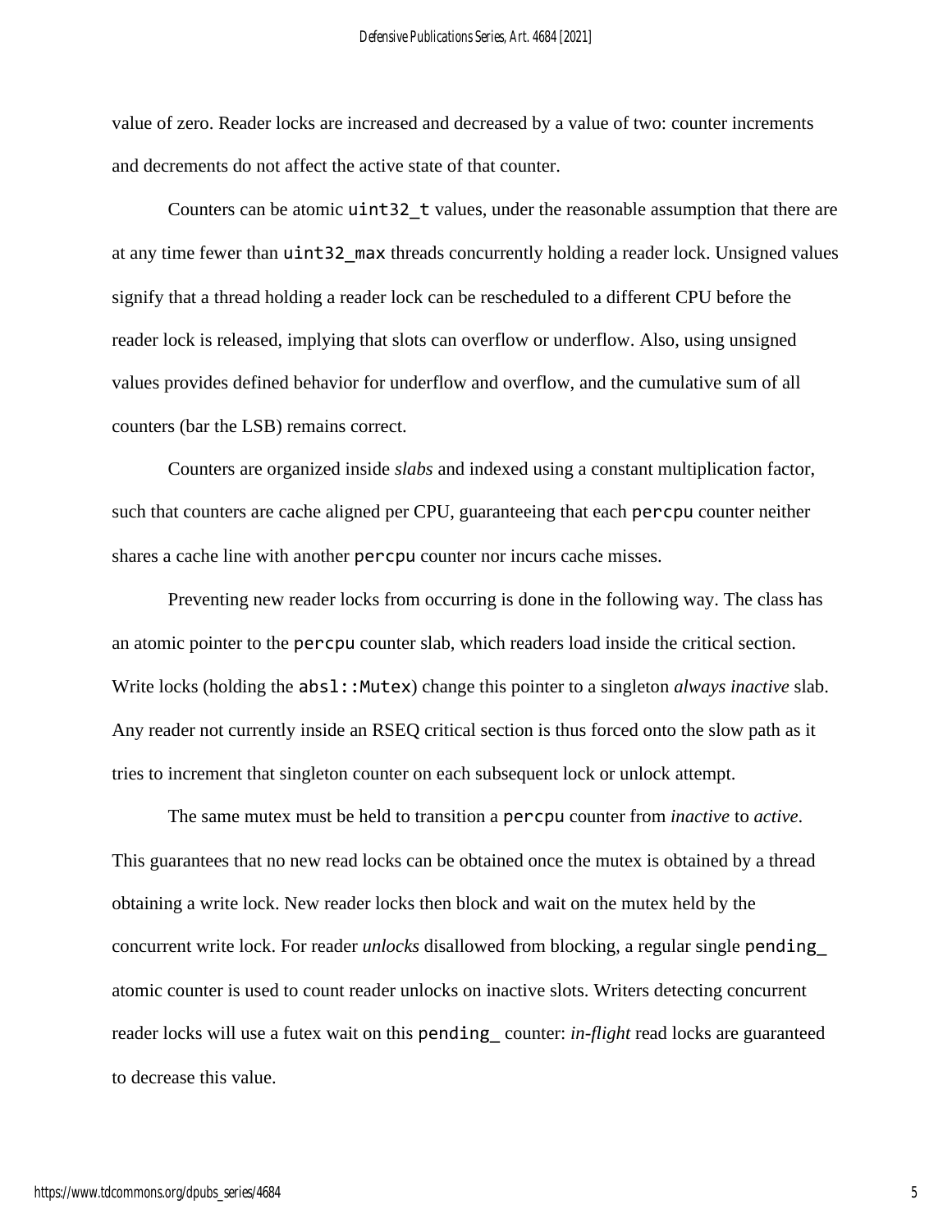value of zero. Reader locks are increased and decreased by a value of two: counter increments and decrements do not affect the active state of that counter.

Counters can be atomic `uint32_t` values, under the reasonable assumption that there are at any time fewer than `uint32_max` threads concurrently holding a reader lock. Unsigned values signify that a thread holding a reader lock can be rescheduled to a different CPU before the reader lock is released, implying that slots can overflow or underflow. Also, using unsigned values provides defined behavior for underflow and overflow, and the cumulative sum of all counters (bar the LSB) remains correct.

Counters are organized inside *slabs* and indexed using a constant multiplication factor, such that counters are cache aligned per CPU, guaranteeing that each `percpu` counter neither shares a cache line with another `percpu` counter nor incurs cache misses.

Preventing new reader locks from occurring is done in the following way. The class has an atomic pointer to the `percpu` counter slab, which readers load inside the critical section. Write locks (holding the `absl::Mutex`) change this pointer to a singleton *always inactive* slab. Any reader not currently inside an RSEQ critical section is thus forced onto the slow path as it tries to increment that singleton counter on each subsequent lock or unlock attempt.

The same mutex must be held to transition a `percpu` counter from *inactive* to *active*. This guarantees that no new read locks can be obtained once the mutex is obtained by a thread obtaining a write lock. New reader locks then block and wait on the mutex held by the concurrent write lock. For reader *unlocks* disallowed from blocking, a regular single `pending_` atomic counter is used to count reader unlocks on inactive slots. Writers detecting concurrent reader locks will use a futex wait on this `pending_` counter: *in-flight* read locks are guaranteed to decrease this value.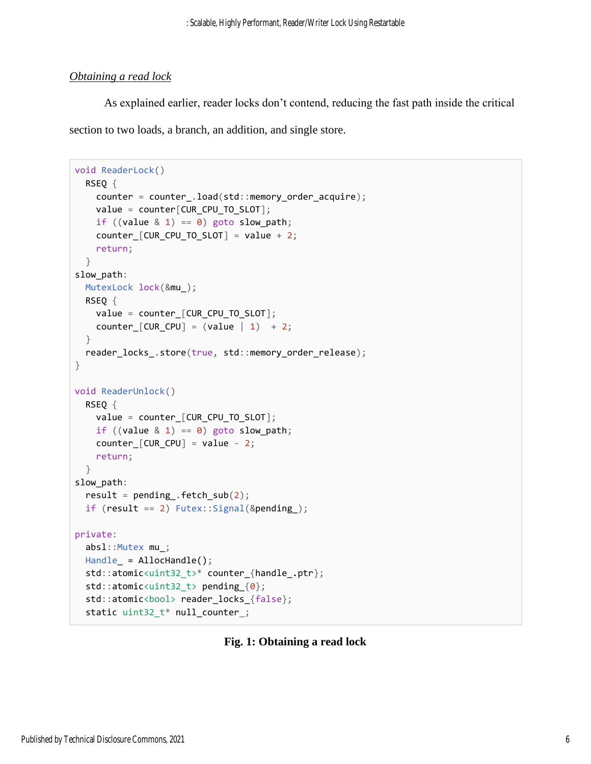*Obtaining a read lock*

As explained earlier, reader locks don't contend, reducing the fast path inside the critical section to two loads, a branch, an addition, and single store.

```
void ReaderLock()
  RSEQ {
    counter = counter_.load(std::memory_order_acquire);
    value = counter[CUR_CPU_TO_SLOT];
    if ((value & 1) == 0) goto slow_path;
    counter_[CUR_CPU_TO_SLOT] = value + 2;
    return;
  }
slow_path:
  MutexLock lock(&mu_);
  RSEQ {
    value = counter_[CUR_CPU_TO_SLOT];
    counter_[CUR_CPU] = (value | 1)  + 2;
  }
  reader_locks_.store(true, std::memory_order_release);
}

void ReaderUnlock()
  RSEQ {
    value = counter_[CUR_CPU_TO_SLOT];
    if ((value & 1) == 0) goto slow_path;
    counter_[CUR_CPU] = value - 2;
    return;
  }
slow_path:
  result = pending_.fetch_sub(2);
  if (result == 2) Futex::Signal(&pending_);

private:
  absl::Mutex mu_;
  Handle_ = AllocHandle();
  std::atomic<uint32_t>* counter_{handle_.ptr};
  std::atomic<uint32_t> pending_{0};
  std::atomic<bool> reader_locks_{false};
  static uint32_t* null_counter_;
```

**Fig. 1: Obtaining a read lock**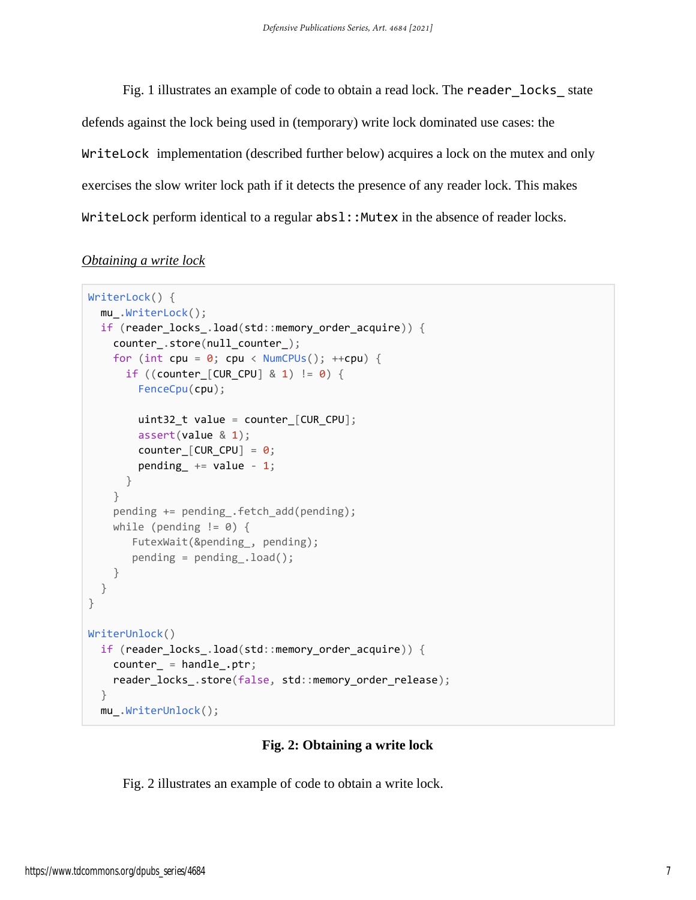Fig. 1 illustrates an example of code to obtain a read lock. The `reader_locks_` state defends against the lock being used in (temporary) write lock dominated use cases: the `WriteLock` implementation (described further below) acquires a lock on the mutex and only exercises the slow writer lock path if it detects the presence of any reader lock. This makes `WriteLock` perform identical to a regular `absl::Mutex` in the absence of reader locks.

*Obtaining a write lock*

```
WriterLock() {
  mu_.WriterLock();
  if (reader_locks_.load(std::memory_order_acquire)) {
    counter_.store(null_counter_);
    for (int cpu = 0; cpu < NumCPUs(); ++cpu) {
      if ((counter_[CUR_CPU] & 1) != 0) {
        FenceCpu(cpu);

        uint32_t value = counter_[CUR_CPU];
        assert(value & 1);
        counter_[CUR_CPU] = 0;
        pending_ += value - 1;
      }
    }
    pending += pending_.fetch_add(pending);
    while (pending != 0) {
       FutexWait(&pending_, pending);
       pending = pending_.load();
    }
  }
}

WriterUnlock()
  if (reader_locks_.load(std::memory_order_acquire)) {
    counter_ = handle_.ptr;
    reader_locks_.store(false, std::memory_order_release);
  }
  mu_.WriterUnlock();
```

**Fig. 2: Obtaining a write lock**

Fig. 2 illustrates an example of code to obtain a write lock.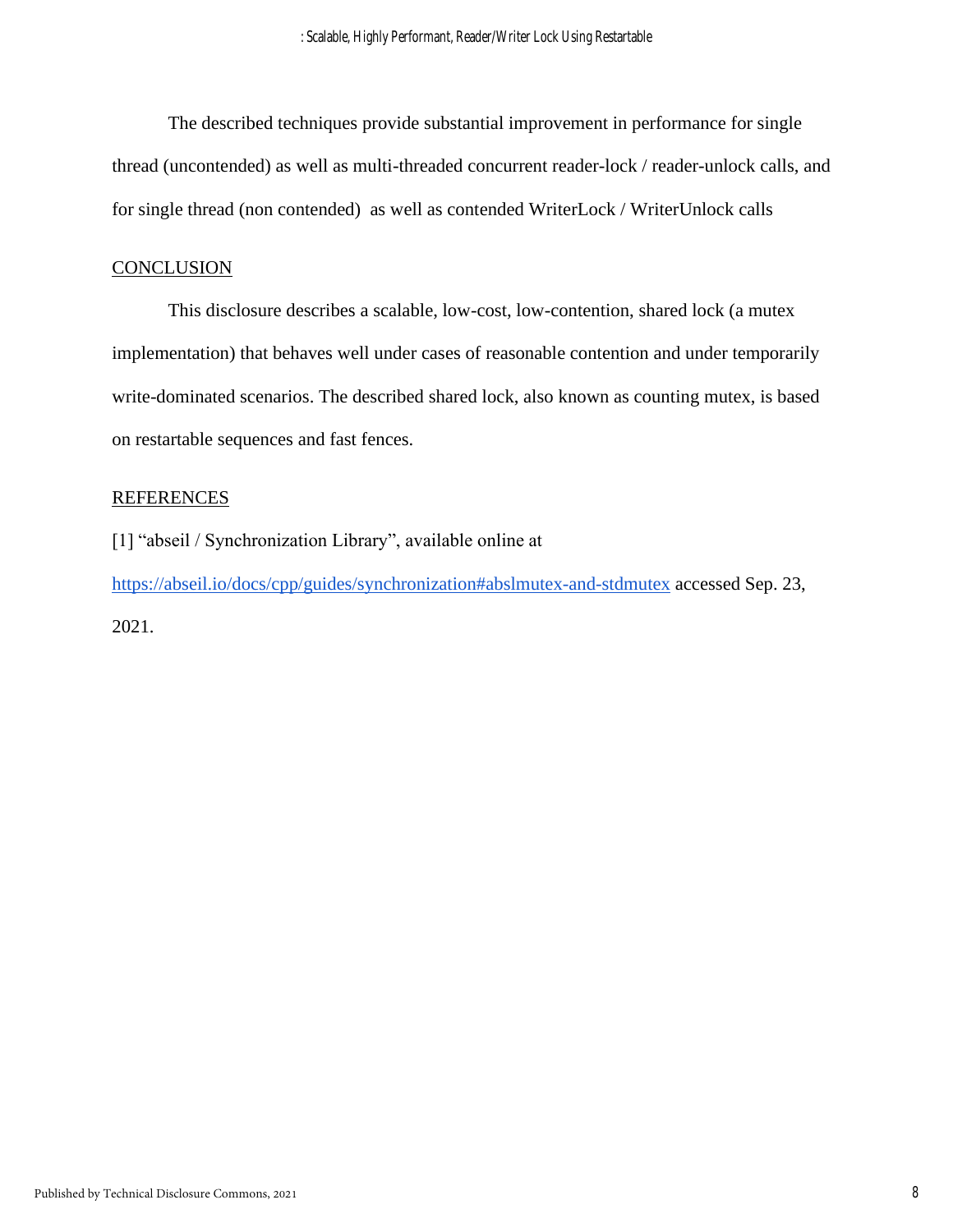The described techniques provide substantial improvement in performance for single thread (uncontended) as well as multi-threaded concurrent reader-lock / reader-unlock calls, and for single thread (non contended) as well as contended WriterLock / WriterUnlock calls

## CONCLUSION

This disclosure describes a scalable, low-cost, low-contention, shared lock (a mutex implementation) that behaves well under cases of reasonable contention and under temporarily write-dominated scenarios. The described shared lock, also known as counting mutex, is based on restartable sequences and fast fences.

## REFERENCES

[1] "abseil / Synchronization Library", available online at https://abseil.io/docs/cpp/guides/synchronization#abslmutex-and-stdmutex accessed Sep. 23, 2021.